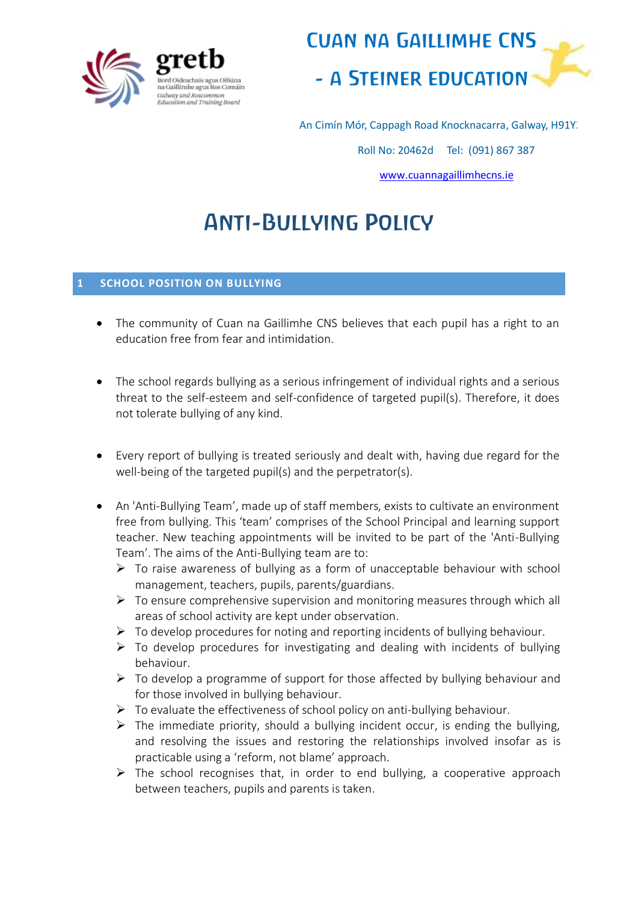gretb
Bord Oideachais agus Oiliúna na Gaillimhe agus Ros Comáin
Galway and Roscommon Education and Training Board

# Cuan na Gaillimhe CNS - A Steiner Education

An Cimín Mór, Cappagh Road Knocknacarra, Galway, H91Y

Roll No: 20462d Tel: (091) 867 387

www.cuannagaillimhecns.ie

# Anti-Bullying Policy

## 1 SCHOOL POSITION ON BULLYING

- The community of Cuan na Gaillimhe CNS believes that each pupil has a right to an education free from fear and intimidation.
- The school regards bullying as a serious infringement of individual rights and a serious threat to the self-esteem and self-confidence of targeted pupil(s). Therefore, it does not tolerate bullying of any kind.
- Every report of bullying is treated seriously and dealt with, having due regard for the well-being of the targeted pupil(s) and the perpetrator(s).
- An 'Anti-Bullying Team', made up of staff members, exists to cultivate an environment free from bullying. This 'team' comprises of the School Principal and learning support teacher. New teaching appointments will be invited to be part of the 'Anti-Bullying Team'. The aims of the Anti-Bullying team are to:
  - To raise awareness of bullying as a form of unacceptable behaviour with school management, teachers, pupils, parents/guardians.
  - To ensure comprehensive supervision and monitoring measures through which all areas of school activity are kept under observation.
  - To develop procedures for noting and reporting incidents of bullying behaviour.
  - To develop procedures for investigating and dealing with incidents of bullying behaviour.
  - To develop a programme of support for those affected by bullying behaviour and for those involved in bullying behaviour.
  - To evaluate the effectiveness of school policy on anti-bullying behaviour.
  - The immediate priority, should a bullying incident occur, is ending the bullying, and resolving the issues and restoring the relationships involved insofar as is practicable using a 'reform, not blame' approach.
  - The school recognises that, in order to end bullying, a cooperative approach between teachers, pupils and parents is taken.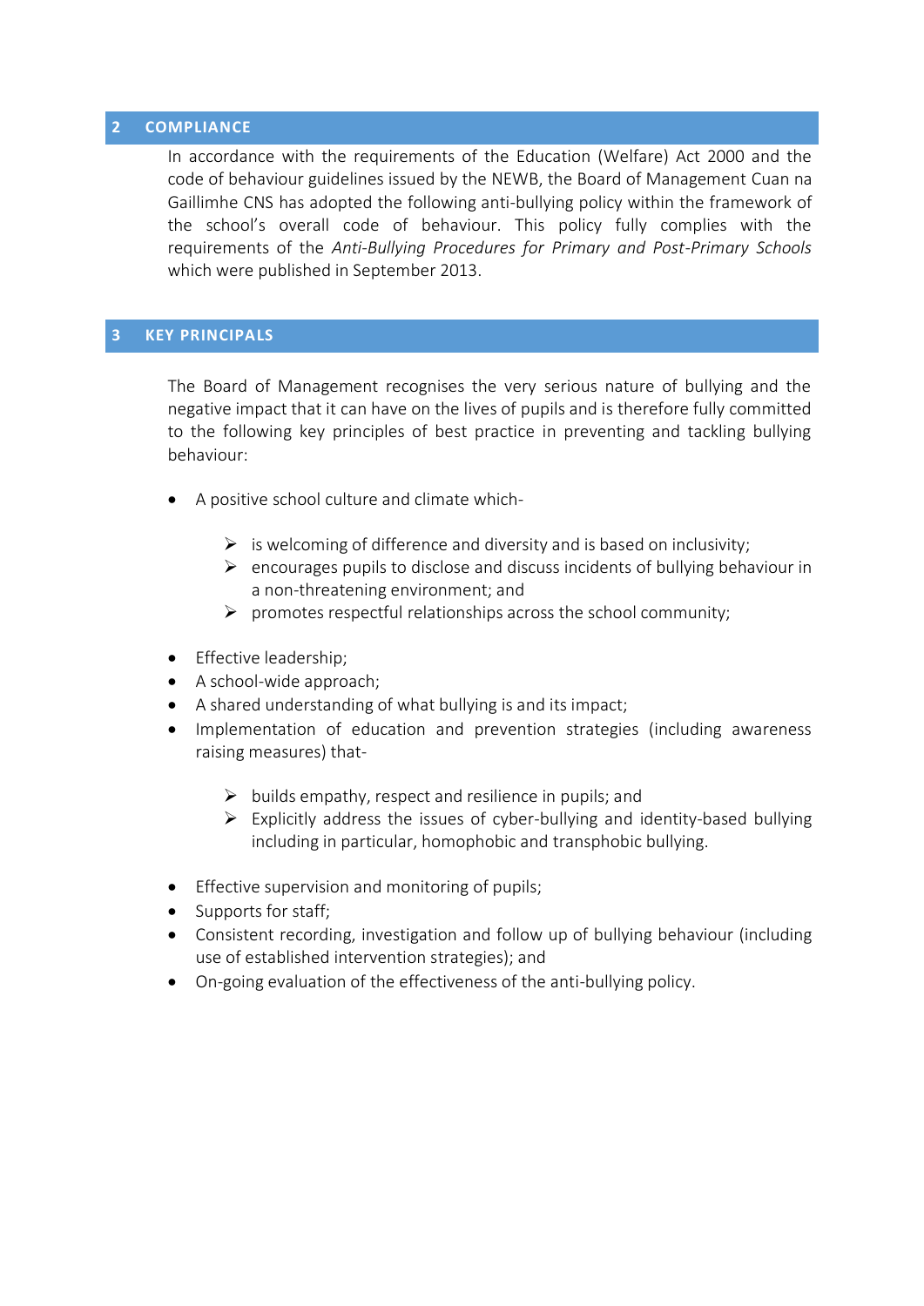## 2 COMPLIANCE

In accordance with the requirements of the Education (Welfare) Act 2000 and the code of behaviour guidelines issued by the NEWB, the Board of Management Cuan na Gaillimhe CNS has adopted the following anti-bullying policy within the framework of the school's overall code of behaviour. This policy fully complies with the requirements of the *Anti-Bullying Procedures for Primary and Post-Primary Schools* which were published in September 2013.

## 3 KEY PRINCIPALS

The Board of Management recognises the very serious nature of bullying and the negative impact that it can have on the lives of pupils and is therefore fully committed to the following key principles of best practice in preventing and tackling bullying behaviour:

- A positive school culture and climate which-
  - is welcoming of difference and diversity and is based on inclusivity;
  - encourages pupils to disclose and discuss incidents of bullying behaviour in a non-threatening environment; and
  - promotes respectful relationships across the school community;
- Effective leadership;
- A school-wide approach;
- A shared understanding of what bullying is and its impact;
- Implementation of education and prevention strategies (including awareness raising measures) that-
  - builds empathy, respect and resilience in pupils; and
  - Explicitly address the issues of cyber-bullying and identity-based bullying including in particular, homophobic and transphobic bullying.
- Effective supervision and monitoring of pupils;
- Supports for staff;
- Consistent recording, investigation and follow up of bullying behaviour (including use of established intervention strategies); and
- On-going evaluation of the effectiveness of the anti-bullying policy.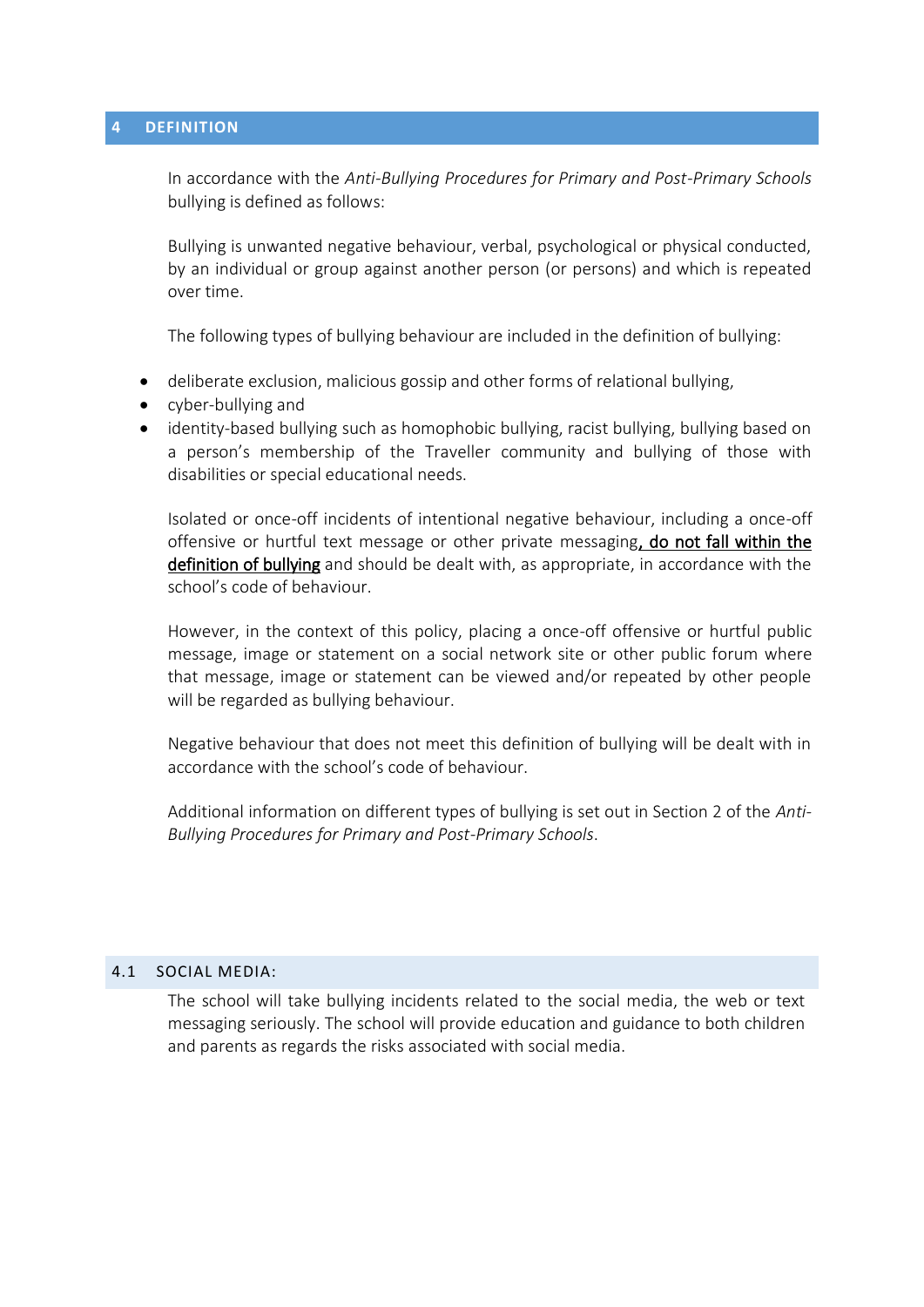## 4 DEFINITION

In accordance with the *Anti-Bullying Procedures for Primary and Post-Primary Schools* bullying is defined as follows:

Bullying is unwanted negative behaviour, verbal, psychological or physical conducted, by an individual or group against another person (or persons) and which is repeated over time.

The following types of bullying behaviour are included in the definition of bullying:

- deliberate exclusion, malicious gossip and other forms of relational bullying,
- cyber-bullying and
- identity-based bullying such as homophobic bullying, racist bullying, bullying based on a person's membership of the Traveller community and bullying of those with disabilities or special educational needs.

Isolated or once-off incidents of intentional negative behaviour, including a once-off offensive or hurtful text message or other private messaging<u>, do not fall within the definition of bullying</u> and should be dealt with, as appropriate, in accordance with the school's code of behaviour.

However, in the context of this policy, placing a once-off offensive or hurtful public message, image or statement on a social network site or other public forum where that message, image or statement can be viewed and/or repeated by other people will be regarded as bullying behaviour.

Negative behaviour that does not meet this definition of bullying will be dealt with in accordance with the school's code of behaviour.

Additional information on different types of bullying is set out in Section 2 of the *Anti-Bullying Procedures for Primary and Post-Primary Schools*.

### 4.1 SOCIAL MEDIA:

The school will take bullying incidents related to the social media, the web or text messaging seriously. The school will provide education and guidance to both children and parents as regards the risks associated with social media.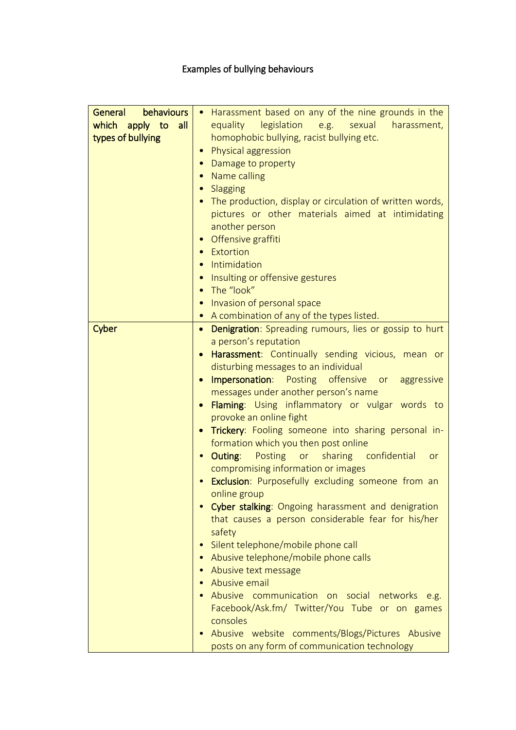# Examples of bullying behaviours

| | |
|---|---|
| General behaviours which apply to all types of bullying | • Harassment based on any of the nine grounds in the equality legislation e.g. sexual harassment, homophobic bullying, racist bullying etc.<br>• Physical aggression<br>• Damage to property<br>• Name calling<br>• Slagging<br>• The production, display or circulation of written words, pictures or other materials aimed at intimidating another person<br>• Offensive graffiti<br>• Extortion<br>• Intimidation<br>• Insulting or offensive gestures<br>• The "look"<br>• Invasion of personal space<br>• A combination of any of the types listed. |
| Cyber | • **Denigration**: Spreading rumours, lies or gossip to hurt a person's reputation<br>• **Harassment**: Continually sending vicious, mean or disturbing messages to an individual<br>• **Impersonation**: Posting offensive or aggressive messages under another person's name<br>• **Flaming**: Using inflammatory or vulgar words to provoke an online fight<br>• **Trickery**: Fooling someone into sharing personal information which you then post online<br>• **Outing**: Posting or sharing confidential or compromising information or images<br>• **Exclusion**: Purposefully excluding someone from an online group<br>• **Cyber stalking**: Ongoing harassment and denigration that causes a person considerable fear for his/her safety<br>• Silent telephone/mobile phone call<br>• Abusive telephone/mobile phone calls<br>• Abusive text message<br>• Abusive email<br>• Abusive communication on social networks e.g. Facebook/Ask.fm/ Twitter/You Tube or on games consoles<br>• Abusive website comments/Blogs/Pictures Abusive posts on any form of communication technology |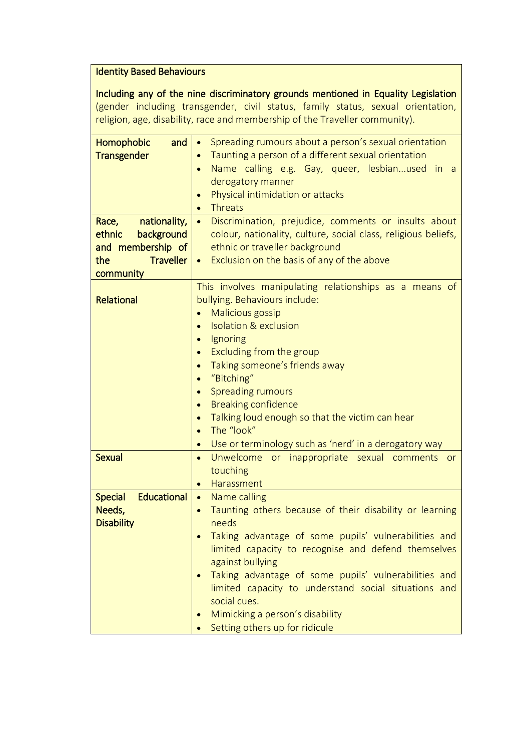| Identity Based Behaviours | |
|---|---|
| **Including any of the nine discriminatory grounds mentioned in Equality Legislation** (gender including transgender, civil status, family status, sexual orientation, religion, age, disability, race and membership of the Traveller community). | |
| **Homophobic and Transgender** | • Spreading rumours about a person's sexual orientation<br>• Taunting a person of a different sexual orientation<br>• Name calling e.g. Gay, queer, lesbian...used in a derogatory manner<br>• Physical intimidation or attacks<br>• Threats |
| **Race, nationality, ethnic background and membership of the Traveller community** | • Discrimination, prejudice, comments or insults about colour, nationality, culture, social class, religious beliefs, ethnic or traveller background<br>• Exclusion on the basis of any of the above |
| **Relational** | This involves manipulating relationships as a means of bullying. Behaviours include:<br>• Malicious gossip<br>• Isolation & exclusion<br>• Ignoring<br>• Excluding from the group<br>• Taking someone's friends away<br>• "Bitching"<br>• Spreading rumours<br>• Breaking confidence<br>• Talking loud enough so that the victim can hear<br>• The "look"<br>• Use or terminology such as 'nerd' in a derogatory way |
| **Sexual** | • Unwelcome or inappropriate sexual comments or touching<br>• Harassment |
| **Special Educational Needs, Disability** | • Name calling<br>• Taunting others because of their disability or learning needs<br>• Taking advantage of some pupils' vulnerabilities and limited capacity to recognise and defend themselves against bullying<br>• Taking advantage of some pupils' vulnerabilities and limited capacity to understand social situations and social cues.<br>• Mimicking a person's disability<br>• Setting others up for ridicule |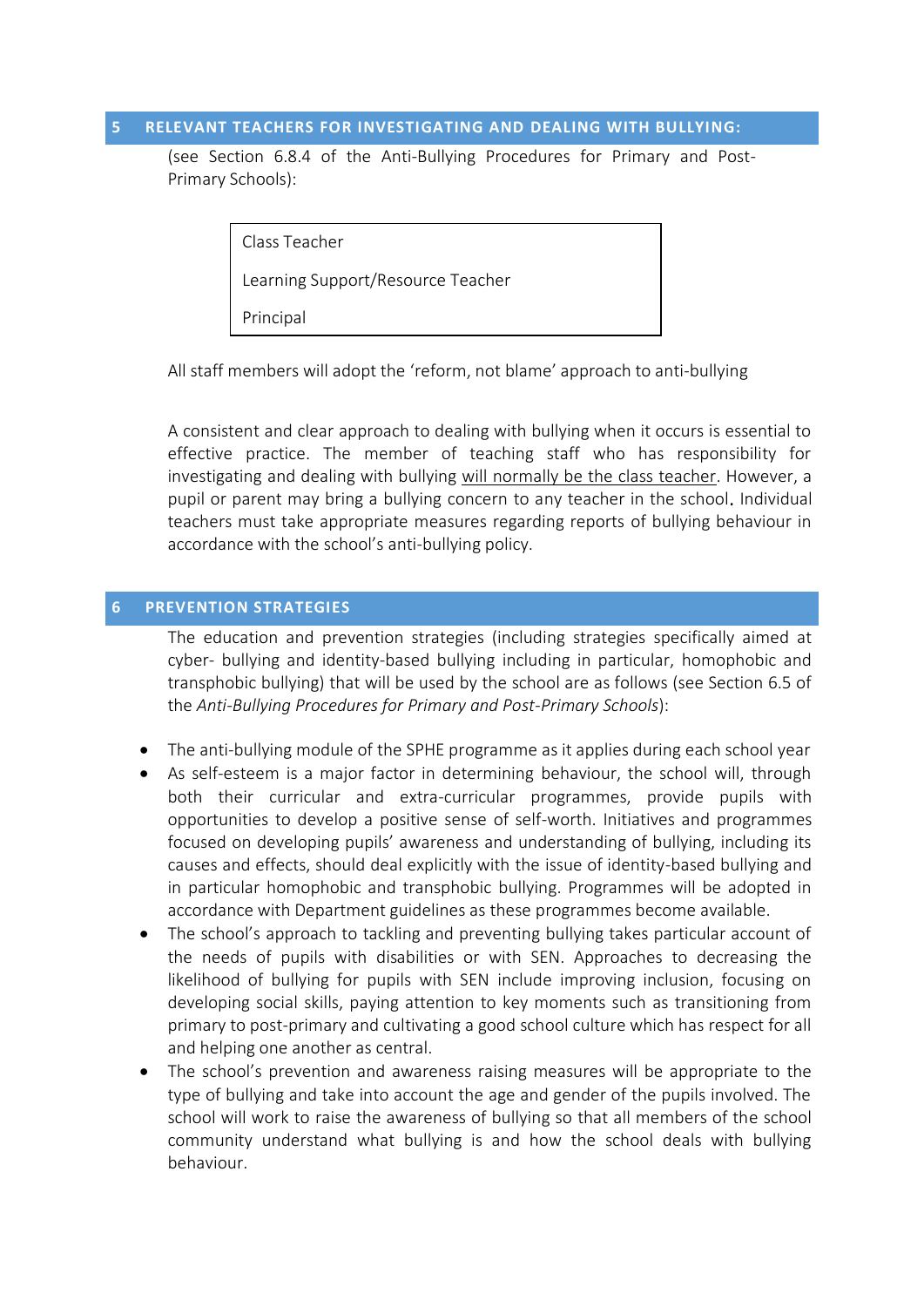## 5 RELEVANT TEACHERS FOR INVESTIGATING AND DEALING WITH BULLYING:

(see Section 6.8.4 of the Anti-Bullying Procedures for Primary and Post-Primary Schools):

| Class Teacher |
|---|
| Learning Support/Resource Teacher |
| Principal |

All staff members will adopt the 'reform, not blame' approach to anti-bullying

A consistent and clear approach to dealing with bullying when it occurs is essential to effective practice. The member of teaching staff who has responsibility for investigating and dealing with bullying <u>will normally be the class teacher</u>. However, a pupil or parent may bring a bullying concern to any teacher in the school. Individual teachers must take appropriate measures regarding reports of bullying behaviour in accordance with the school's anti-bullying policy.

## 6 PREVENTION STRATEGIES

The education and prevention strategies (including strategies specifically aimed at cyber- bullying and identity-based bullying including in particular, homophobic and transphobic bullying) that will be used by the school are as follows (see Section 6.5 of the *Anti-Bullying Procedures for Primary and Post-Primary Schools*):

- The anti-bullying module of the SPHE programme as it applies during each school year
- As self-esteem is a major factor in determining behaviour, the school will, through both their curricular and extra-curricular programmes, provide pupils with opportunities to develop a positive sense of self-worth. Initiatives and programmes focused on developing pupils' awareness and understanding of bullying, including its causes and effects, should deal explicitly with the issue of identity-based bullying and in particular homophobic and transphobic bullying. Programmes will be adopted in accordance with Department guidelines as these programmes become available.
- The school's approach to tackling and preventing bullying takes particular account of the needs of pupils with disabilities or with SEN. Approaches to decreasing the likelihood of bullying for pupils with SEN include improving inclusion, focusing on developing social skills, paying attention to key moments such as transitioning from primary to post-primary and cultivating a good school culture which has respect for all and helping one another as central.
- The school's prevention and awareness raising measures will be appropriate to the type of bullying and take into account the age and gender of the pupils involved. The school will work to raise the awareness of bullying so that all members of the school community understand what bullying is and how the school deals with bullying behaviour.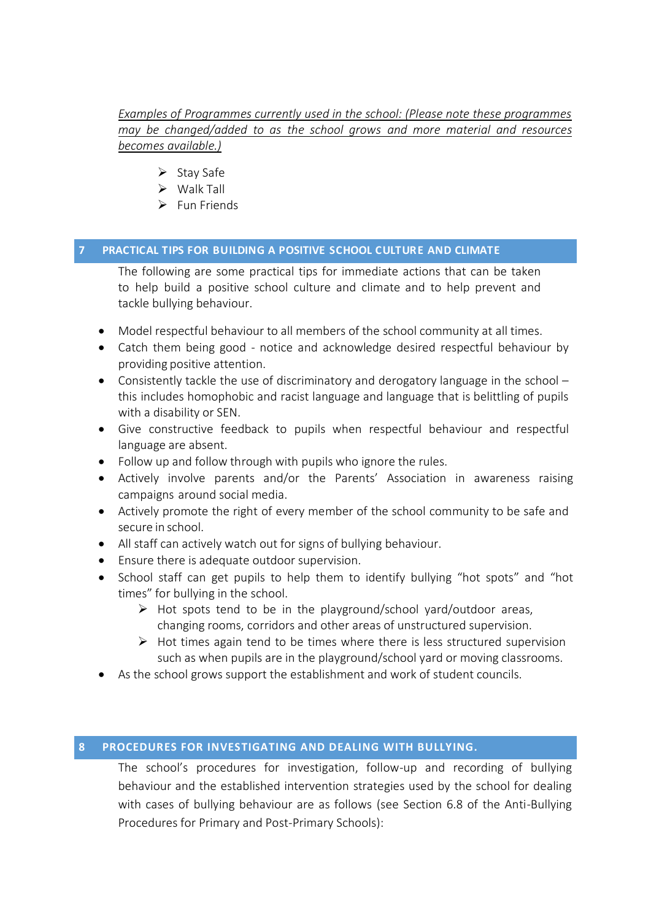*Examples of Programmes currently used in the school: (Please note these programmes may be changed/added to as the school grows and more material and resources becomes available.)*

- Stay Safe
- Walk Tall
- Fun Friends

## 7 PRACTICAL TIPS FOR BUILDING A POSITIVE SCHOOL CULTURE AND CLIMATE

The following are some practical tips for immediate actions that can be taken to help build a positive school culture and climate and to help prevent and tackle bullying behaviour.

- Model respectful behaviour to all members of the school community at all times.
- Catch them being good - notice and acknowledge desired respectful behaviour by providing positive attention.
- Consistently tackle the use of discriminatory and derogatory language in the school – this includes homophobic and racist language and language that is belittling of pupils with a disability or SEN.
- Give constructive feedback to pupils when respectful behaviour and respectful language are absent.
- Follow up and follow through with pupils who ignore the rules.
- Actively involve parents and/or the Parents' Association in awareness raising campaigns around social media.
- Actively promote the right of every member of the school community to be safe and secure in school.
- All staff can actively watch out for signs of bullying behaviour.
- Ensure there is adequate outdoor supervision.
- School staff can get pupils to help them to identify bullying "hot spots" and "hot times" for bullying in the school.
  - Hot spots tend to be in the playground/school yard/outdoor areas, changing rooms, corridors and other areas of unstructured supervision.
  - Hot times again tend to be times where there is less structured supervision such as when pupils are in the playground/school yard or moving classrooms.
- As the school grows support the establishment and work of student councils.

## 8 PROCEDURES FOR INVESTIGATING AND DEALING WITH BULLYING.

The school's procedures for investigation, follow-up and recording of bullying behaviour and the established intervention strategies used by the school for dealing with cases of bullying behaviour are as follows (see Section 6.8 of the Anti-Bullying Procedures for Primary and Post-Primary Schools):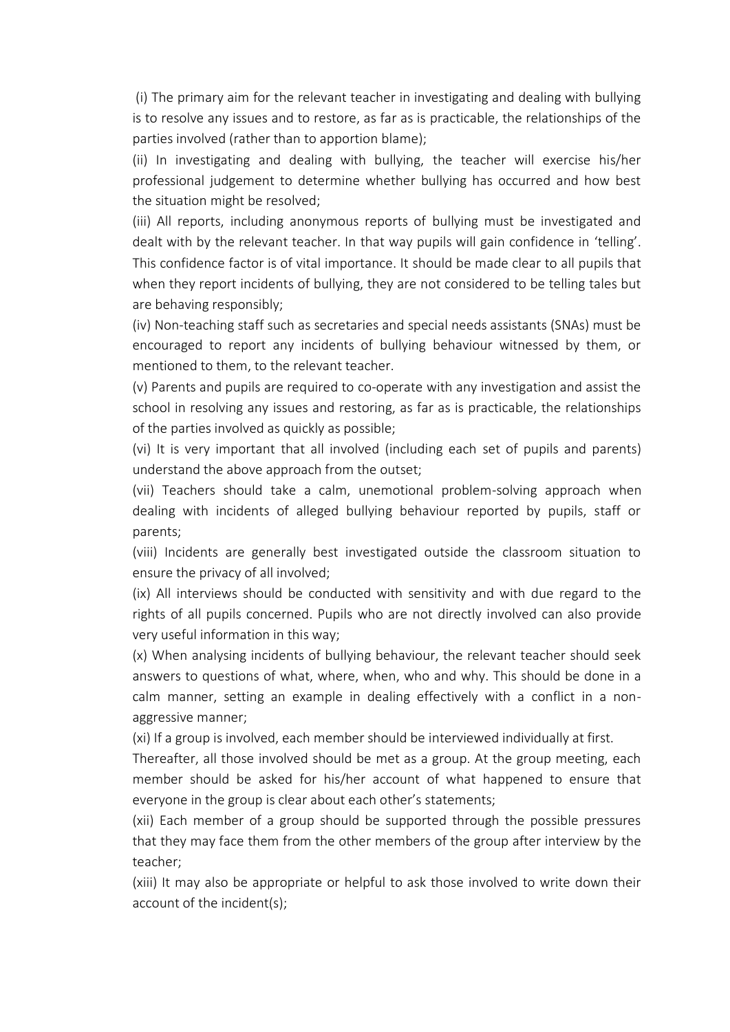(i) The primary aim for the relevant teacher in investigating and dealing with bullying is to resolve any issues and to restore, as far as is practicable, the relationships of the parties involved (rather than to apportion blame);

(ii) In investigating and dealing with bullying, the teacher will exercise his/her professional judgement to determine whether bullying has occurred and how best the situation might be resolved;

(iii) All reports, including anonymous reports of bullying must be investigated and dealt with by the relevant teacher. In that way pupils will gain confidence in 'telling'. This confidence factor is of vital importance. It should be made clear to all pupils that when they report incidents of bullying, they are not considered to be telling tales but are behaving responsibly;

(iv) Non-teaching staff such as secretaries and special needs assistants (SNAs) must be encouraged to report any incidents of bullying behaviour witnessed by them, or mentioned to them, to the relevant teacher.

(v) Parents and pupils are required to co-operate with any investigation and assist the school in resolving any issues and restoring, as far as is practicable, the relationships of the parties involved as quickly as possible;

(vi) It is very important that all involved (including each set of pupils and parents) understand the above approach from the outset;

(vii) Teachers should take a calm, unemotional problem-solving approach when dealing with incidents of alleged bullying behaviour reported by pupils, staff or parents;

(viii) Incidents are generally best investigated outside the classroom situation to ensure the privacy of all involved;

(ix) All interviews should be conducted with sensitivity and with due regard to the rights of all pupils concerned. Pupils who are not directly involved can also provide very useful information in this way;

(x) When analysing incidents of bullying behaviour, the relevant teacher should seek answers to questions of what, where, when, who and why. This should be done in a calm manner, setting an example in dealing effectively with a conflict in a non-aggressive manner;

(xi) If a group is involved, each member should be interviewed individually at first.
Thereafter, all those involved should be met as a group. At the group meeting, each member should be asked for his/her account of what happened to ensure that everyone in the group is clear about each other's statements;

(xii) Each member of a group should be supported through the possible pressures that they may face them from the other members of the group after interview by the teacher;

(xiii) It may also be appropriate or helpful to ask those involved to write down their account of the incident(s);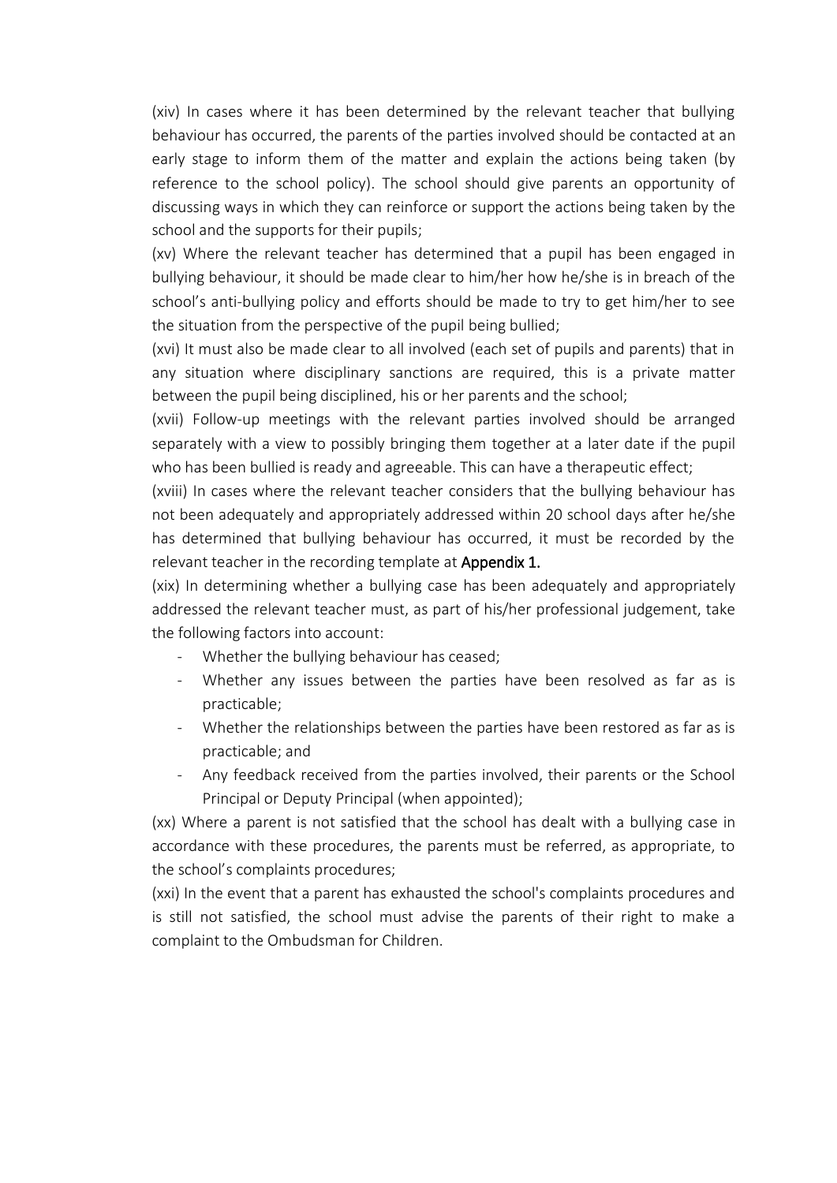(xiv) In cases where it has been determined by the relevant teacher that bullying behaviour has occurred, the parents of the parties involved should be contacted at an early stage to inform them of the matter and explain the actions being taken (by reference to the school policy). The school should give parents an opportunity of discussing ways in which they can reinforce or support the actions being taken by the school and the supports for their pupils;

(xv) Where the relevant teacher has determined that a pupil has been engaged in bullying behaviour, it should be made clear to him/her how he/she is in breach of the school's anti-bullying policy and efforts should be made to try to get him/her to see the situation from the perspective of the pupil being bullied;

(xvi) It must also be made clear to all involved (each set of pupils and parents) that in any situation where disciplinary sanctions are required, this is a private matter between the pupil being disciplined, his or her parents and the school;

(xvii) Follow-up meetings with the relevant parties involved should be arranged separately with a view to possibly bringing them together at a later date if the pupil who has been bullied is ready and agreeable. This can have a therapeutic effect;

(xviii) In cases where the relevant teacher considers that the bullying behaviour has not been adequately and appropriately addressed within 20 school days after he/she has determined that bullying behaviour has occurred, it must be recorded by the relevant teacher in the recording template at **Appendix 1.**

(xix) In determining whether a bullying case has been adequately and appropriately addressed the relevant teacher must, as part of his/her professional judgement, take the following factors into account:

- Whether the bullying behaviour has ceased;
- Whether any issues between the parties have been resolved as far as is practicable;
- Whether the relationships between the parties have been restored as far as is practicable; and
- Any feedback received from the parties involved, their parents or the School Principal or Deputy Principal (when appointed);

(xx) Where a parent is not satisfied that the school has dealt with a bullying case in accordance with these procedures, the parents must be referred, as appropriate, to the school's complaints procedures;

(xxi) In the event that a parent has exhausted the school's complaints procedures and is still not satisfied, the school must advise the parents of their right to make a complaint to the Ombudsman for Children.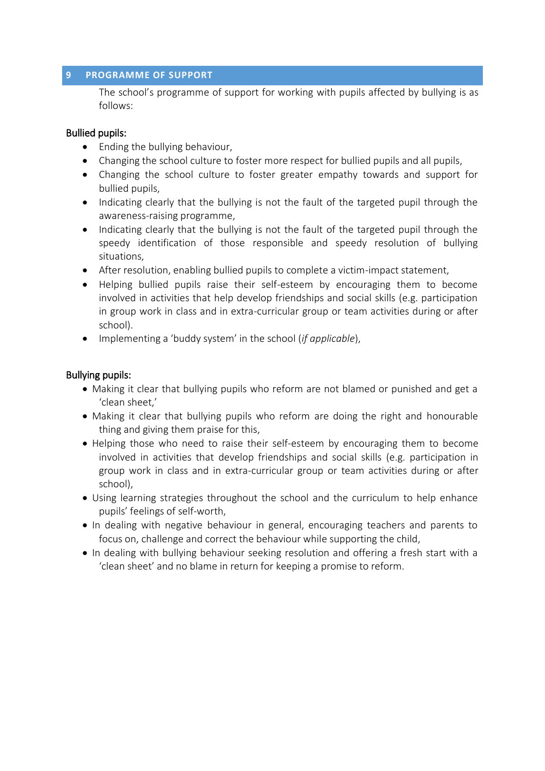## 9 PROGRAMME OF SUPPORT

The school's programme of support for working with pupils affected by bullying is as follows:

**Bullied pupils:**

- Ending the bullying behaviour,
- Changing the school culture to foster more respect for bullied pupils and all pupils,
- Changing the school culture to foster greater empathy towards and support for bullied pupils,
- Indicating clearly that the bullying is not the fault of the targeted pupil through the awareness-raising programme,
- Indicating clearly that the bullying is not the fault of the targeted pupil through the speedy identification of those responsible and speedy resolution of bullying situations,
- After resolution, enabling bullied pupils to complete a victim-impact statement,
- Helping bullied pupils raise their self-esteem by encouraging them to become involved in activities that help develop friendships and social skills (e.g. participation in group work in class and in extra-curricular group or team activities during or after school).
- Implementing a 'buddy system' in the school (*if applicable*),

**Bullying pupils:**

- Making it clear that bullying pupils who reform are not blamed or punished and get a 'clean sheet,'
- Making it clear that bullying pupils who reform are doing the right and honourable thing and giving them praise for this,
- Helping those who need to raise their self-esteem by encouraging them to become involved in activities that develop friendships and social skills (e.g. participation in group work in class and in extra-curricular group or team activities during or after school),
- Using learning strategies throughout the school and the curriculum to help enhance pupils' feelings of self-worth,
- In dealing with negative behaviour in general, encouraging teachers and parents to focus on, challenge and correct the behaviour while supporting the child,
- In dealing with bullying behaviour seeking resolution and offering a fresh start with a 'clean sheet' and no blame in return for keeping a promise to reform.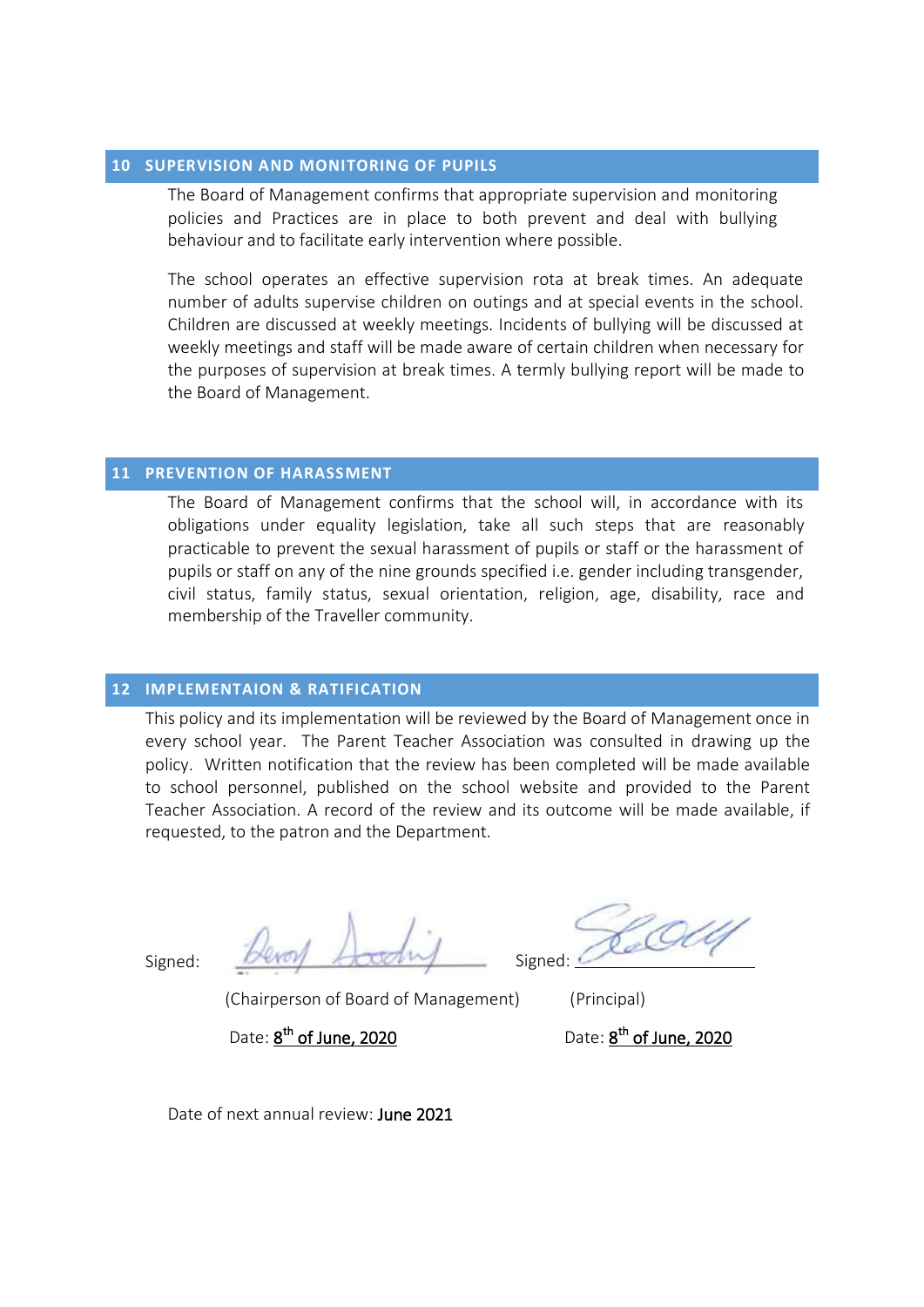## 10 SUPERVISION AND MONITORING OF PUPILS

The Board of Management confirms that appropriate supervision and monitoring policies and Practices are in place to both prevent and deal with bullying behaviour and to facilitate early intervention where possible.

The school operates an effective supervision rota at break times. An adequate number of adults supervise children on outings and at special events in the school. Children are discussed at weekly meetings. Incidents of bullying will be discussed at weekly meetings and staff will be made aware of certain children when necessary for the purposes of supervision at break times. A termly bullying report will be made to the Board of Management.

## 11 PREVENTION OF HARASSMENT

The Board of Management confirms that the school will, in accordance with its obligations under equality legislation, take all such steps that are reasonably practicable to prevent the sexual harassment of pupils or staff or the harassment of pupils or staff on any of the nine grounds specified i.e. gender including transgender, civil status, family status, sexual orientation, religion, age, disability, race and membership of the Traveller community.

## 12 IMPLEMENTAION & RATIFICATION

This policy and its implementation will be reviewed by the Board of Management once in every school year. The Parent Teacher Association was consulted in drawing up the policy. Written notification that the review has been completed will be made available to school personnel, published on the school website and provided to the Parent Teacher Association. A record of the review and its outcome will be made available, if requested, to the patron and the Department.

Signed: ______________________ (Chairperson of Board of Management)

Date: 8th of June, 2020

Signed: ______________________ (Principal)

Date: 8th of June, 2020

Date of next annual review: June 2021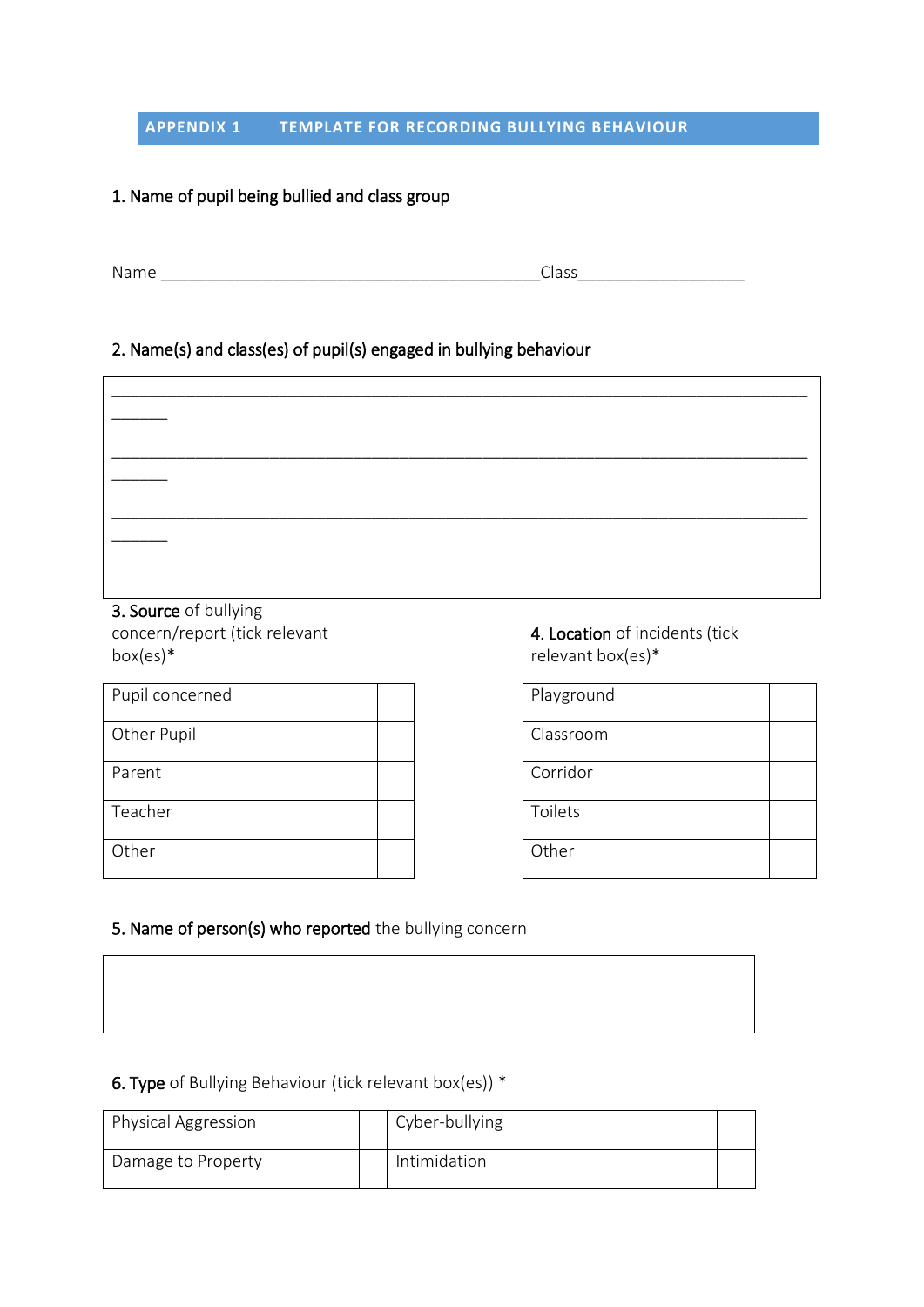## APPENDIX 1 TEMPLATE FOR RECORDING BULLYING BEHAVIOUR

1. Name of pupil being bullied and class group

Name ________________________________________Class__________________

2. Name(s) and class(es) of pupil(s) engaged in bullying behaviour

| |
|---|
| ________________________________________________________________________________ |
| ________________________________________________________________________________ |
| ________________________________________________________________________________ |

3. Source of bullying concern/report (tick relevant box(es)*

| Pupil concerned | |
|---|---|
| Other Pupil | |
| Parent | |
| Teacher | |
| Other | |

4. Location of incidents (tick relevant box(es)*

| Playground | |
|---|---|
| Classroom | |
| Corridor | |
| Toilets | |
| Other | |

5. Name of person(s) who reported the bullying concern

| |
|---|
| |

6. Type of Bullying Behaviour (tick relevant box(es)) *

| Physical Aggression | | Cyber-bullying | |
|---|---|---|---|
| Damage to Property | | Intimidation | |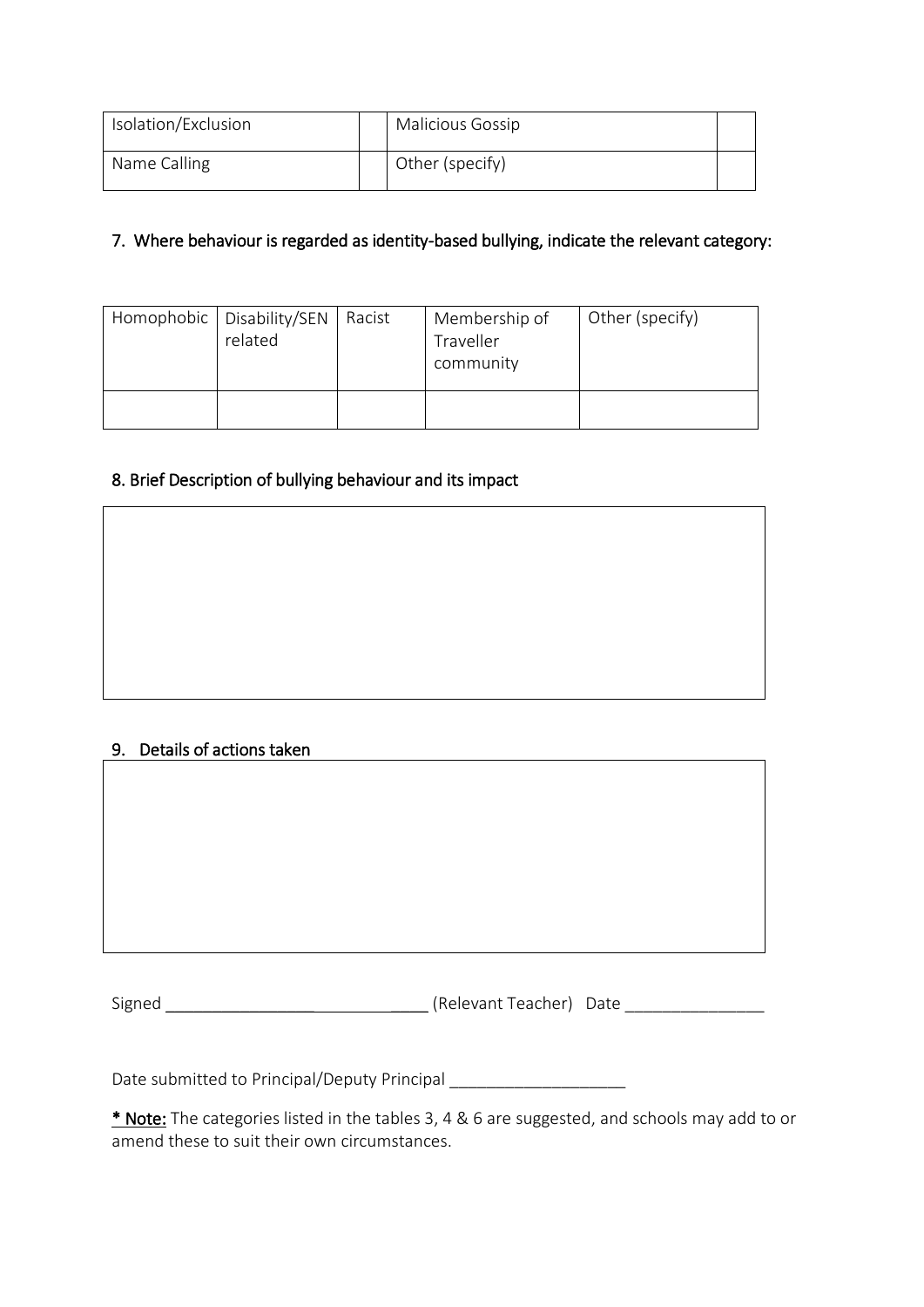| Isolation/Exclusion | | Malicious Gossip | |
|---|---|---|---|
| Name Calling | | Other (specify) | |

7. Where behaviour is regarded as identity-based bullying, indicate the relevant category:

| Homophobic | Disability/SEN related | Racist | Membership of Traveller community | Other (specify) |
|---|---|---|---|---|
| | | | | |

8. Brief Description of bullying behaviour and its impact

| |
|---|
| |

9. Details of actions taken

| |
|---|
| |

Signed ______________________________ (Relevant Teacher) Date _______________

Date submitted to Principal/Deputy Principal ___________________

**<u>* Note:</u>** The categories listed in the tables 3, 4 & 6 are suggested, and schools may add to or amend these to suit their own circumstances.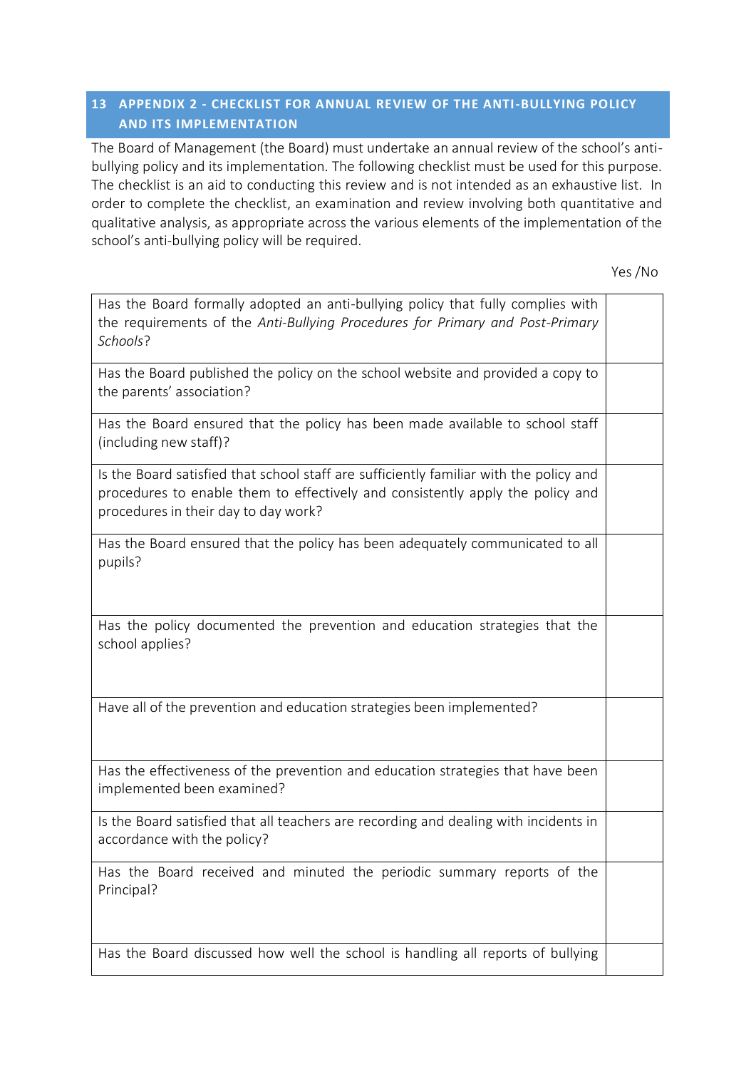## 13 APPENDIX 2 - CHECKLIST FOR ANNUAL REVIEW OF THE ANTI-BULLYING POLICY AND ITS IMPLEMENTATION

The Board of Management (the Board) must undertake an annual review of the school's anti-bullying policy and its implementation. The following checklist must be used for this purpose. The checklist is an aid to conducting this review and is not intended as an exhaustive list. In order to complete the checklist, an examination and review involving both quantitative and qualitative analysis, as appropriate across the various elements of the implementation of the school's anti-bullying policy will be required.

| | Yes /No |
|---|---|
| Has the Board formally adopted an anti-bullying policy that fully complies with the requirements of the *Anti-Bullying Procedures for Primary and Post-Primary Schools*? | |
| Has the Board published the policy on the school website and provided a copy to the parents' association? | |
| Has the Board ensured that the policy has been made available to school staff (including new staff)? | |
| Is the Board satisfied that school staff are sufficiently familiar with the policy and procedures to enable them to effectively and consistently apply the policy and procedures in their day to day work? | |
| Has the Board ensured that the policy has been adequately communicated to all pupils? | |
| Has the policy documented the prevention and education strategies that the school applies? | |
| Have all of the prevention and education strategies been implemented? | |
| Has the effectiveness of the prevention and education strategies that have been implemented been examined? | |
| Is the Board satisfied that all teachers are recording and dealing with incidents in accordance with the policy? | |
| Has the Board received and minuted the periodic summary reports of the Principal? | |
| Has the Board discussed how well the school is handling all reports of bullying | |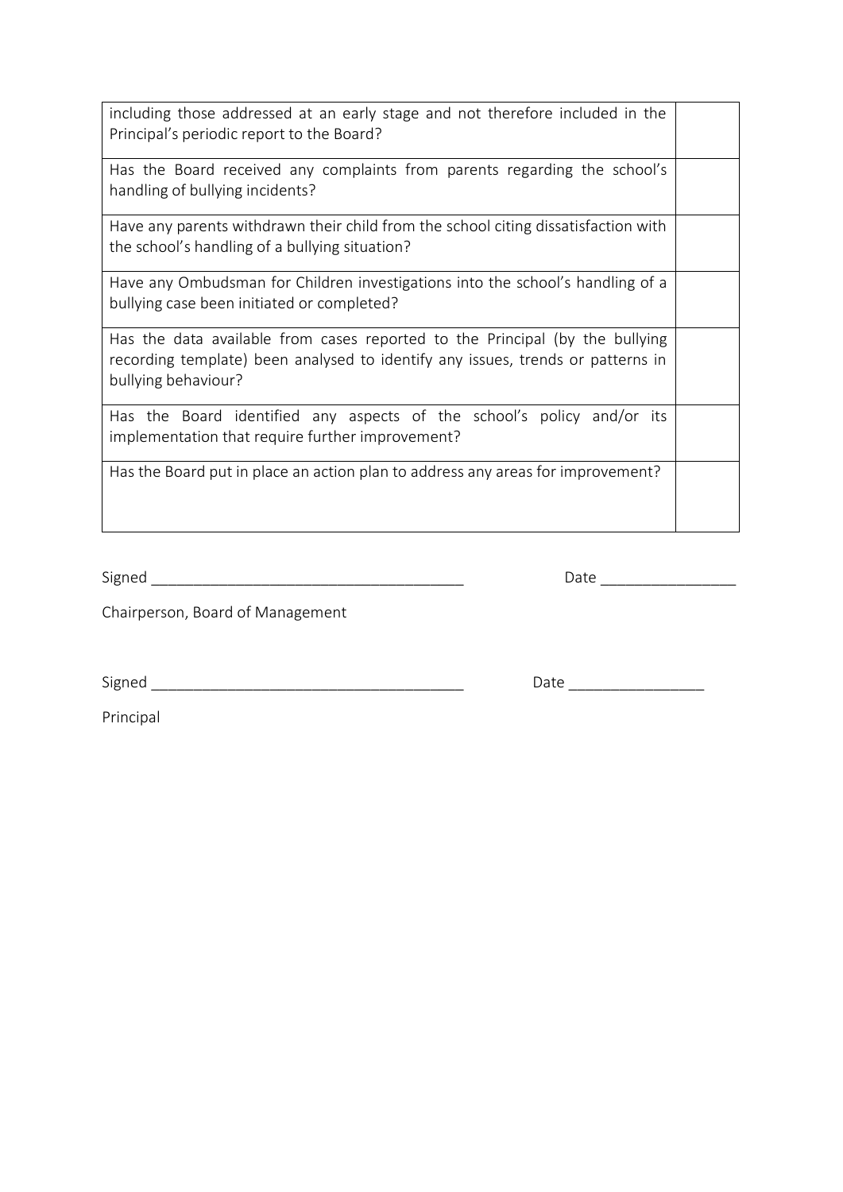| | |
|---|---|
| including those addressed at an early stage and not therefore included in the Principal's periodic report to the Board? | |
| Has the Board received any complaints from parents regarding the school's handling of bullying incidents? | |
| Have any parents withdrawn their child from the school citing dissatisfaction with the school's handling of a bullying situation? | |
| Have any Ombudsman for Children investigations into the school's handling of a bullying case been initiated or completed? | |
| Has the data available from cases reported to the Principal (by the bullying recording template) been analysed to identify any issues, trends or patterns in bullying behaviour? | |
| Has the Board identified any aspects of the school's policy and/or its implementation that require further improvement? | |
| Has the Board put in place an action plan to address any areas for improvement? | |

Signed ____________________________________ Date ________________

Chairperson, Board of Management

Signed ____________________________________ Date ________________

Principal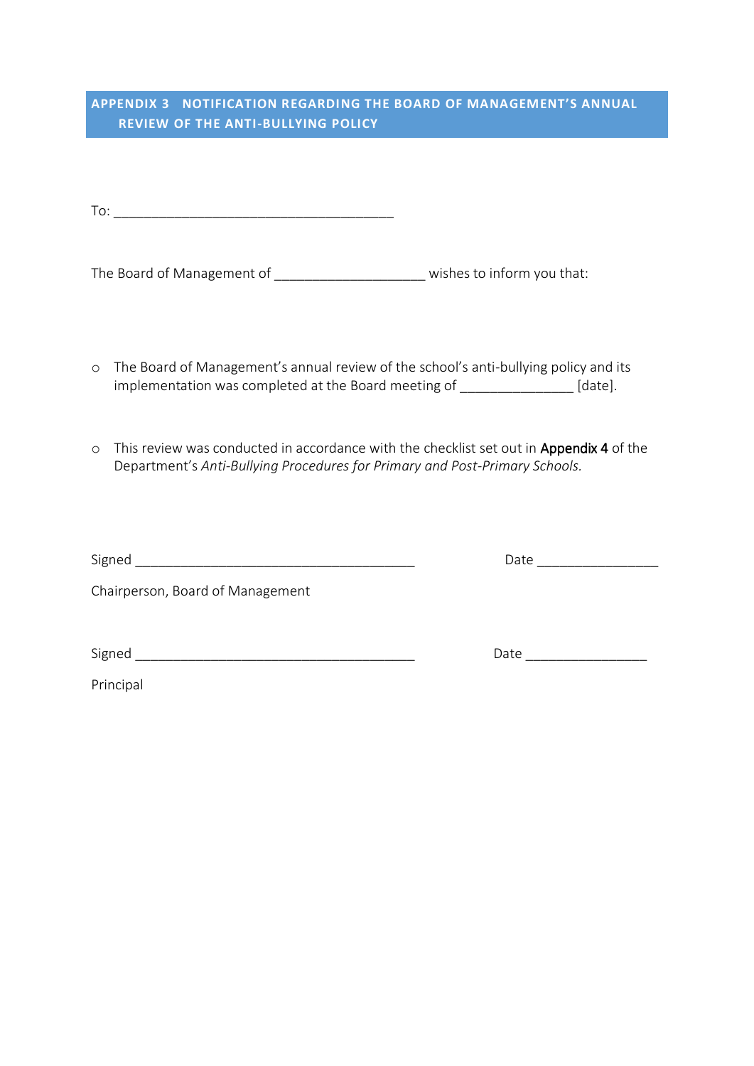## APPENDIX 3 NOTIFICATION REGARDING THE BOARD OF MANAGEMENT'S ANNUAL REVIEW OF THE ANTI-BULLYING POLICY

To: ______________________________________

The Board of Management of ____________________ wishes to inform you that:

- The Board of Management's annual review of the school's anti-bullying policy and its implementation was completed at the Board meeting of _______________ [date].

- This review was conducted in accordance with the checklist set out in Appendix 4 of the Department's *Anti-Bullying Procedures for Primary and Post-Primary Schools.*

Signed ______________________________________ Date ________________

Chairperson, Board of Management

Signed ______________________________________ Date ________________

Principal